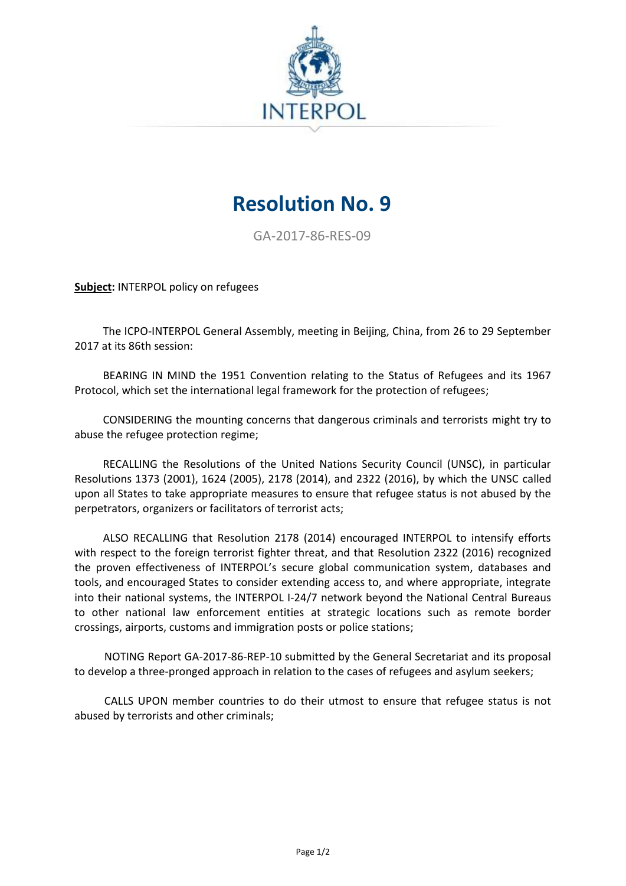INTERPOL

# Resolution No. 9

GA-2017-86-RES-09

**Subject:** INTERPOL policy on refugees

The ICPO-INTERPOL General Assembly, meeting in Beijing, China, from 26 to 29 September 2017 at its 86th session:

BEARING IN MIND the 1951 Convention relating to the Status of Refugees and its 1967 Protocol, which set the international legal framework for the protection of refugees;

CONSIDERING the mounting concerns that dangerous criminals and terrorists might try to abuse the refugee protection regime;

RECALLING the Resolutions of the United Nations Security Council (UNSC), in particular Resolutions 1373 (2001), 1624 (2005), 2178 (2014), and 2322 (2016), by which the UNSC called upon all States to take appropriate measures to ensure that refugee status is not abused by the perpetrators, organizers or facilitators of terrorist acts;

ALSO RECALLING that Resolution 2178 (2014) encouraged INTERPOL to intensify efforts with respect to the foreign terrorist fighter threat, and that Resolution 2322 (2016) recognized the proven effectiveness of INTERPOL's secure global communication system, databases and tools, and encouraged States to consider extending access to, and where appropriate, integrate into their national systems, the INTERPOL I-24/7 network beyond the National Central Bureaus to other national law enforcement entities at strategic locations such as remote border crossings, airports, customs and immigration posts or police stations;

NOTING Report GA-2017-86-REP-10 submitted by the General Secretariat and its proposal to develop a three-pronged approach in relation to the cases of refugees and asylum seekers;

CALLS UPON member countries to do their utmost to ensure that refugee status is not abused by terrorists and other criminals;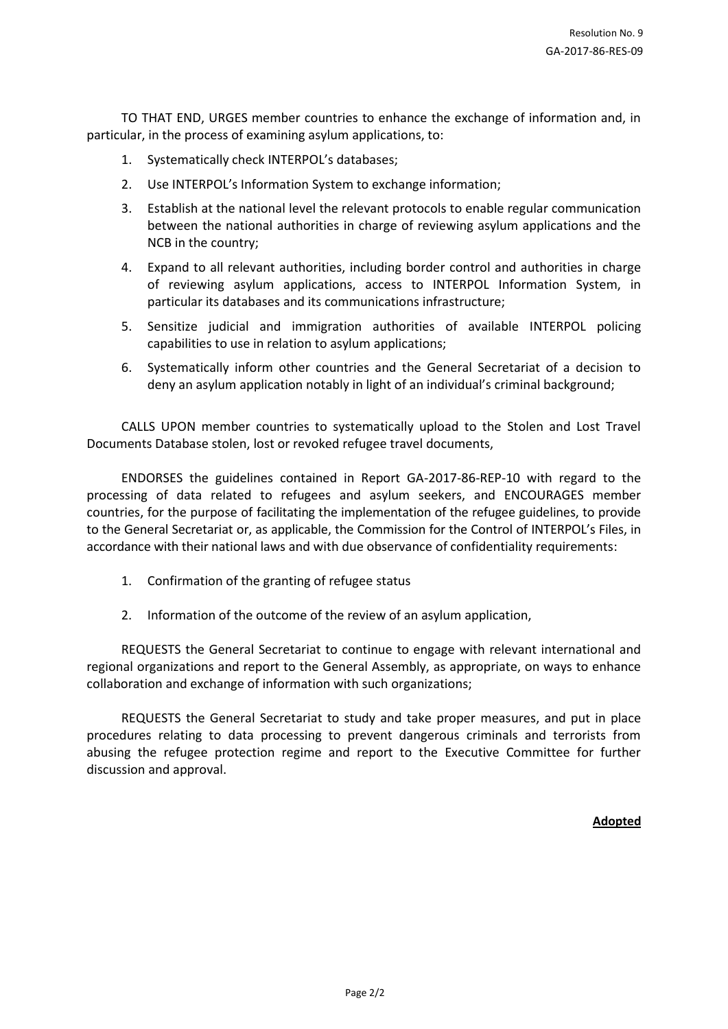TO THAT END, URGES member countries to enhance the exchange of information and, in particular, in the process of examining asylum applications, to:

1. Systematically check INTERPOL's databases;
2. Use INTERPOL's Information System to exchange information;
3. Establish at the national level the relevant protocols to enable regular communication between the national authorities in charge of reviewing asylum applications and the NCB in the country;
4. Expand to all relevant authorities, including border control and authorities in charge of reviewing asylum applications, access to INTERPOL Information System, in particular its databases and its communications infrastructure;
5. Sensitize judicial and immigration authorities of available INTERPOL policing capabilities to use in relation to asylum applications;
6. Systematically inform other countries and the General Secretariat of a decision to deny an asylum application notably in light of an individual's criminal background;

CALLS UPON member countries to systematically upload to the Stolen and Lost Travel Documents Database stolen, lost or revoked refugee travel documents,

ENDORSES the guidelines contained in Report GA-2017-86-REP-10 with regard to the processing of data related to refugees and asylum seekers, and ENCOURAGES member countries, for the purpose of facilitating the implementation of the refugee guidelines, to provide to the General Secretariat or, as applicable, the Commission for the Control of INTERPOL's Files, in accordance with their national laws and with due observance of confidentiality requirements:

1. Confirmation of the granting of refugee status
2. Information of the outcome of the review of an asylum application,

REQUESTS the General Secretariat to continue to engage with relevant international and regional organizations and report to the General Assembly, as appropriate, on ways to enhance collaboration and exchange of information with such organizations;

REQUESTS the General Secretariat to study and take proper measures, and put in place procedures relating to data processing to prevent dangerous criminals and terrorists from abusing the refugee protection regime and report to the Executive Committee for further discussion and approval.

**Adopted**